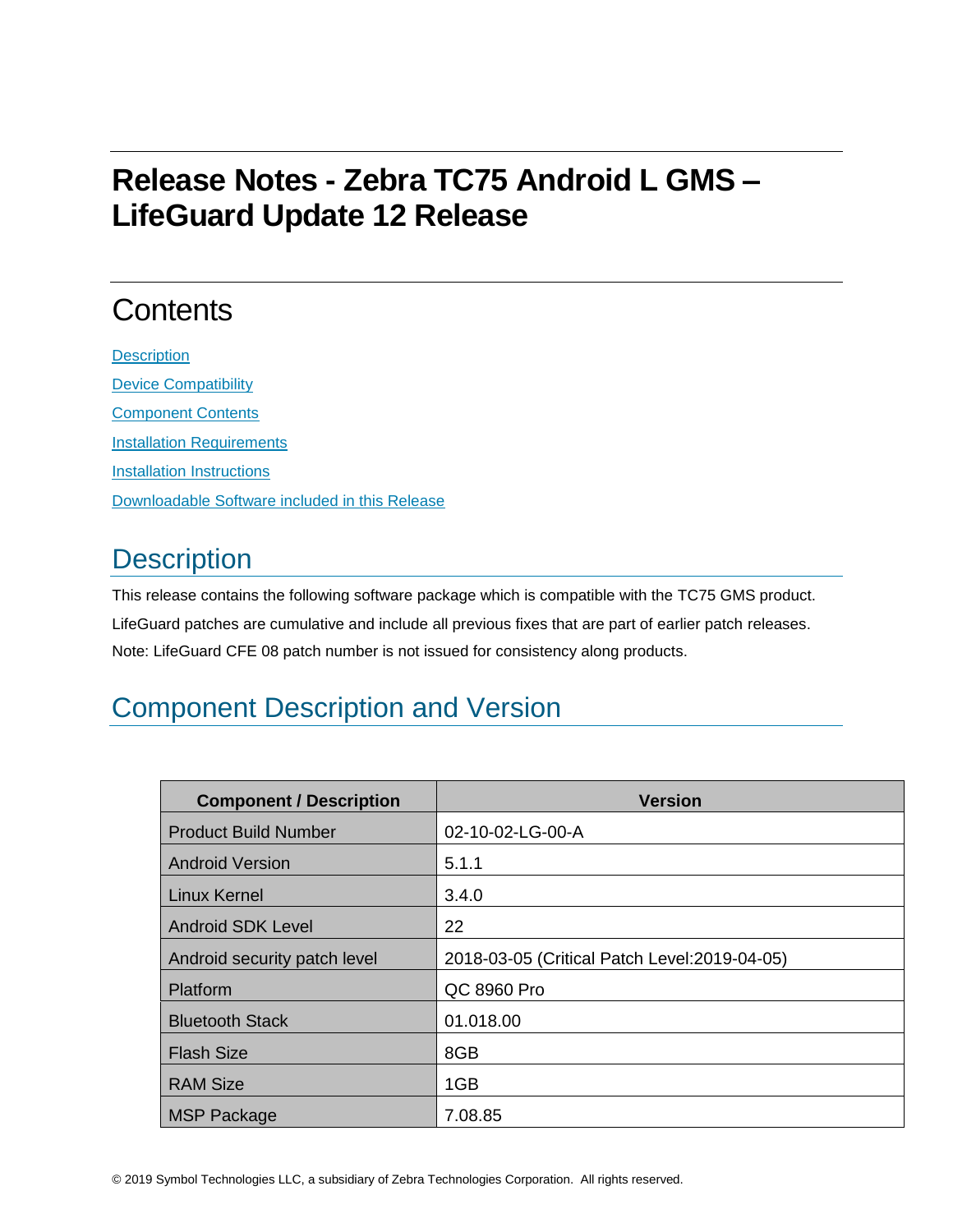# Release Notes - Zebra TC75 Android L GMS – LifeGuard Update 12 Release

## Contents

[Description](#description)

[Device Compatibility](#device-compatibility)

[Component Contents](#component-contents)

[Installation Requirements](#installation-requirements)

[Installation Instructions](#installation-instructions)

[Downloadable Software included in this Release](#downloadable-software-included-in-this-release)

## Description

This release contains the following software package which is compatible with the TC75 GMS product.

LifeGuard patches are cumulative and include all previous fixes that are part of earlier patch releases.

Note: LifeGuard CFE 08 patch number is not issued for consistency along products.

## Component Description and Version

| Component / Description | Version |
|---|---|
| Product Build Number | 02-10-02-LG-00-A |
| Android Version | 5.1.1 |
| Linux Kernel | 3.4.0 |
| Android SDK Level | 22 |
| Android security patch level | 2018-03-05 (Critical Patch Level:2019-04-05) |
| Platform | QC 8960 Pro |
| Bluetooth Stack | 01.018.00 |
| Flash Size | 8GB |
| RAM Size | 1GB |
| MSP Package | 7.08.85 |

© 2019 Symbol Technologies LLC, a subsidiary of Zebra Technologies Corporation. All rights reserved.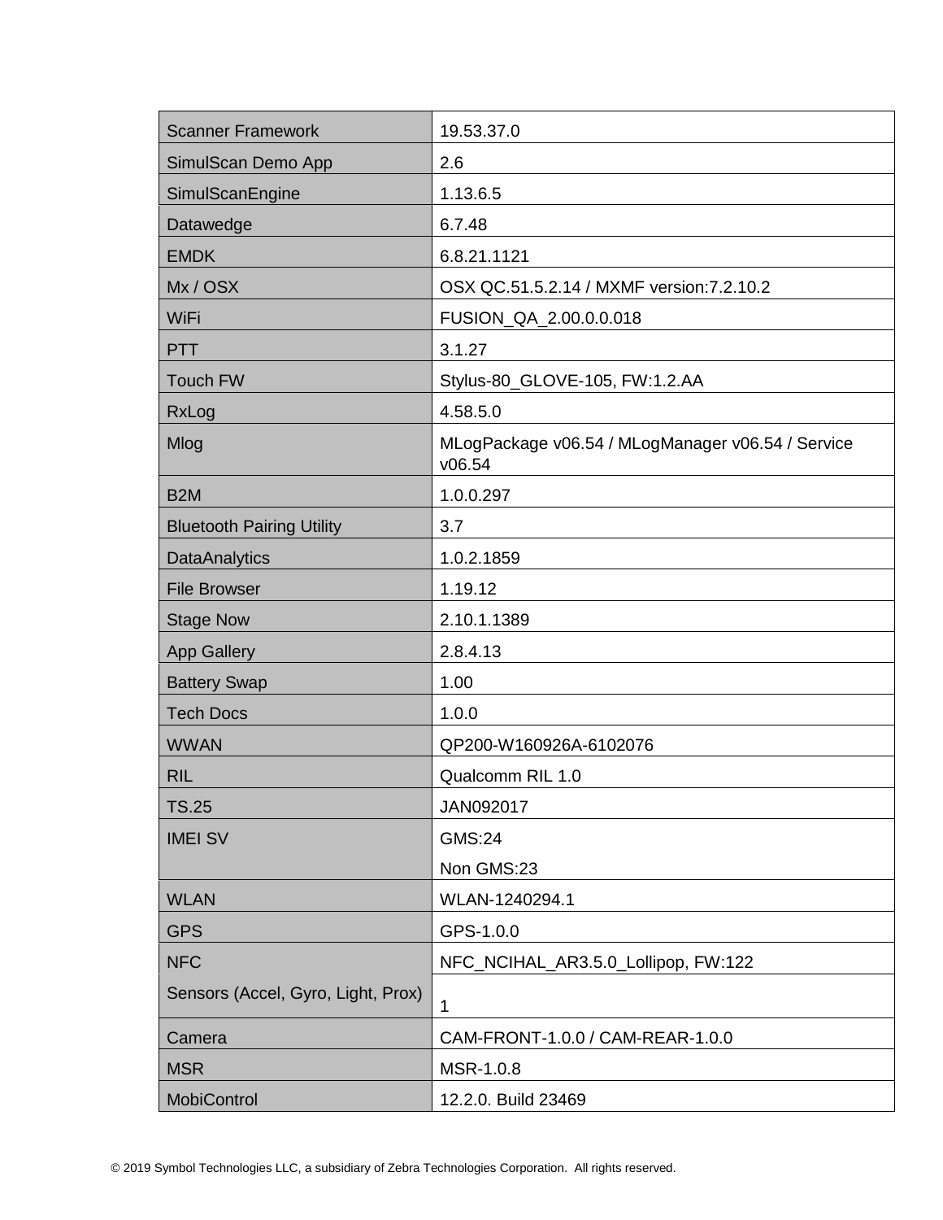| Scanner Framework | 19.53.37.0 |
|---|---|
| SimulScan Demo App | 2.6 |
| SimulScanEngine | 1.13.6.5 |
| Datawedge | 6.7.48 |
| EMDK | 6.8.21.1121 |
| Mx / OSX | OSX QC.51.5.2.14 / MXMF version:7.2.10.2 |
| WiFi | FUSION_QA_2.00.0.0.018 |
| PTT | 3.1.27 |
| Touch FW | Stylus-80_GLOVE-105, FW:1.2.AA |
| RxLog | 4.58.5.0 |
| Mlog | MLogPackage v06.54 / MLogManager v06.54 / Service v06.54 |
| B2M | 1.0.0.297 |
| Bluetooth Pairing Utility | 3.7 |
| DataAnalytics | 1.0.2.1859 |
| File Browser | 1.19.12 |
| Stage Now | 2.10.1.1389 |
| App Gallery | 2.8.4.13 |
| Battery Swap | 1.00 |
| Tech Docs | 1.0.0 |
| WWAN | QP200-W160926A-6102076 |
| RIL | Qualcomm RIL 1.0 |
| TS.25 | JAN092017 |
| IMEI SV | GMS:24<br>Non GMS:23 |
| WLAN | WLAN-1240294.1 |
| GPS | GPS-1.0.0 |
| NFC | NFC_NCIHAL_AR3.5.0_Lollipop, FW:122 |
| Sensors (Accel, Gyro, Light, Prox) | 1 |
| Camera | CAM-FRONT-1.0.0 / CAM-REAR-1.0.0 |
| MSR | MSR-1.0.8 |
| MobiControl | 12.2.0. Build 23469 |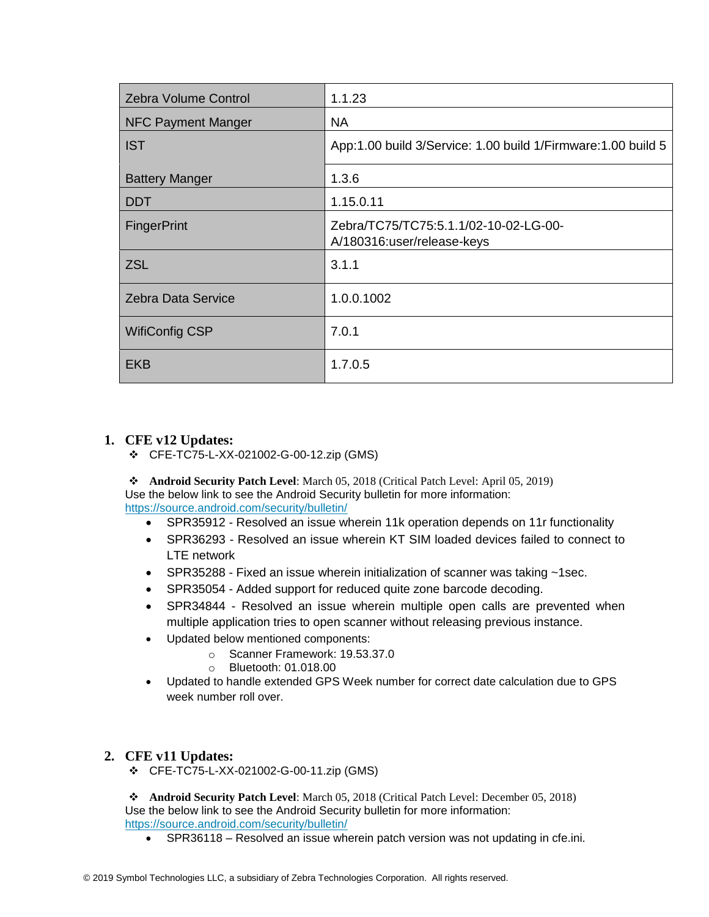| Zebra Volume Control | 1.1.23 |
|---|---|
| NFC Payment Manger | NA |
| IST | App:1.00 build 3/Service: 1.00 build 1/Firmware:1.00 build 5 |
| Battery Manger | 1.3.6 |
| DDT | 1.15.0.11 |
| FingerPrint | Zebra/TC75/TC75:5.1.1/02-10-02-LG-00-A/180316:user/release-keys |
| ZSL | 3.1.1 |
| Zebra Data Service | 1.0.0.1002 |
| WifiConfig CSP | 7.0.1 |
| EKB | 1.7.0.5 |

## 1. CFE v12 Updates:

- ❖ CFE-TC75-L-XX-021002-G-00-12.zip (GMS)

❖ **Android Security Patch Level**: March 05, 2018 (Critical Patch Level: April 05, 2019)
Use the below link to see the Android Security bulletin for more information:
https://source.android.com/security/bulletin/

- SPR35912 - Resolved an issue wherein 11k operation depends on 11r functionality
- SPR36293 - Resolved an issue wherein KT SIM loaded devices failed to connect to LTE network
- SPR35288 - Fixed an issue wherein initialization of scanner was taking ~1sec.
- SPR35054 - Added support for reduced quite zone barcode decoding.
- SPR34844 - Resolved an issue wherein multiple open calls are prevented when multiple application tries to open scanner without releasing previous instance.
- Updated below mentioned components:
  - Scanner Framework: 19.53.37.0
  - Bluetooth: 01.018.00
- Updated to handle extended GPS Week number for correct date calculation due to GPS week number roll over.

## 2. CFE v11 Updates:

- ❖ CFE-TC75-L-XX-021002-G-00-11.zip (GMS)

❖ **Android Security Patch Level**: March 05, 2018 (Critical Patch Level: December 05, 2018)
Use the below link to see the Android Security bulletin for more information:
https://source.android.com/security/bulletin/

- SPR36118 – Resolved an issue wherein patch version was not updating in cfe.ini.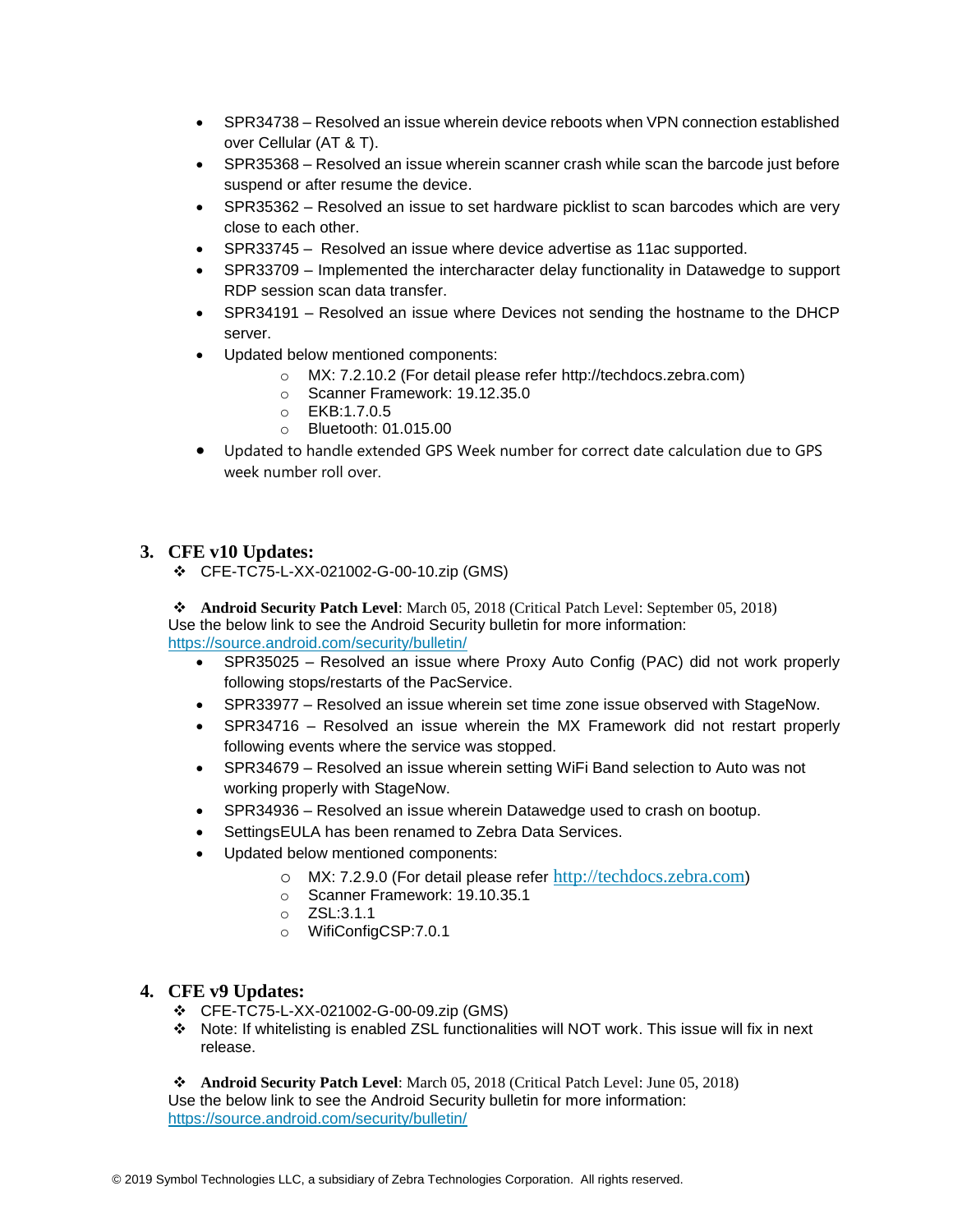- SPR34738 – Resolved an issue wherein device reboots when VPN connection established over Cellular (AT & T).
- SPR35368 – Resolved an issue wherein scanner crash while scan the barcode just before suspend or after resume the device.
- SPR35362 – Resolved an issue to set hardware picklist to scan barcodes which are very close to each other.
- SPR33745 – Resolved an issue where device advertise as 11ac supported.
- SPR33709 – Implemented the intercharacter delay functionality in Datawedge to support RDP session scan data transfer.
- SPR34191 – Resolved an issue where Devices not sending the hostname to the DHCP server.
- Updated below mentioned components:
  - MX: 7.2.10.2 (For detail please refer http://techdocs.zebra.com)
  - Scanner Framework: 19.12.35.0
  - EKB:1.7.0.5
  - Bluetooth: 01.015.00
- Updated to handle extended GPS Week number for correct date calculation due to GPS week number roll over.

## 3. CFE v10 Updates:

- ❖ CFE-TC75-L-XX-021002-G-00-10.zip (GMS)

❖ **Android Security Patch Level**: March 05, 2018 (Critical Patch Level: September 05, 2018)
Use the below link to see the Android Security bulletin for more information:
https://source.android.com/security/bulletin/

- SPR35025 – Resolved an issue where Proxy Auto Config (PAC) did not work properly following stops/restarts of the PacService.
- SPR33977 – Resolved an issue wherein set time zone issue observed with StageNow.
- SPR34716 – Resolved an issue wherein the MX Framework did not restart properly following events where the service was stopped.
- SPR34679 – Resolved an issue wherein setting WiFi Band selection to Auto was not working properly with StageNow.
- SPR34936 – Resolved an issue wherein Datawedge used to crash on bootup.
- SettingsEULA has been renamed to Zebra Data Services.
- Updated below mentioned components:
  - MX: 7.2.9.0 (For detail please refer http://techdocs.zebra.com)
  - Scanner Framework: 19.10.35.1
  - ZSL:3.1.1
  - WifiConfigCSP:7.0.1

## 4. CFE v9 Updates:

- ❖ CFE-TC75-L-XX-021002-G-00-09.zip (GMS)
- ❖ Note: If whitelisting is enabled ZSL functionalities will NOT work. This issue will fix in next release.

❖ **Android Security Patch Level**: March 05, 2018 (Critical Patch Level: June 05, 2018)
Use the below link to see the Android Security bulletin for more information:
https://source.android.com/security/bulletin/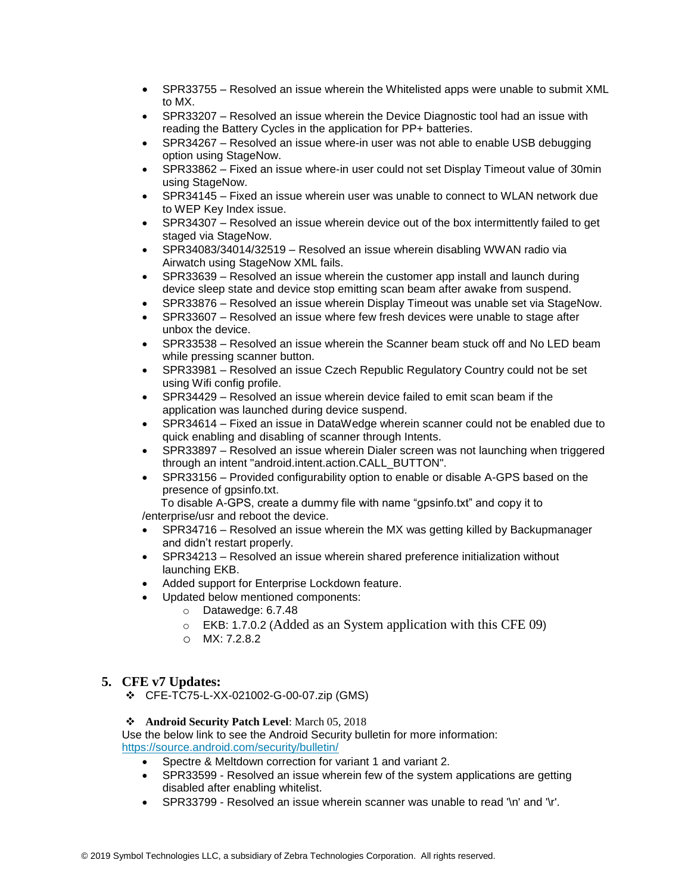- SPR33755 – Resolved an issue wherein the Whitelisted apps were unable to submit XML to MX.
- SPR33207 – Resolved an issue wherein the Device Diagnostic tool had an issue with reading the Battery Cycles in the application for PP+ batteries.
- SPR34267 – Resolved an issue where-in user was not able to enable USB debugging option using StageNow.
- SPR33862 – Fixed an issue where-in user could not set Display Timeout value of 30min using StageNow.
- SPR34145 – Fixed an issue wherein user was unable to connect to WLAN network due to WEP Key Index issue.
- SPR34307 – Resolved an issue wherein device out of the box intermittently failed to get staged via StageNow.
- SPR34083/34014/32519 – Resolved an issue wherein disabling WWAN radio via Airwatch using StageNow XML fails.
- SPR33639 – Resolved an issue wherein the customer app install and launch during device sleep state and device stop emitting scan beam after awake from suspend.
- SPR33876 – Resolved an issue wherein Display Timeout was unable set via StageNow.
- SPR33607 – Resolved an issue where few fresh devices were unable to stage after unbox the device.
- SPR33538 – Resolved an issue wherein the Scanner beam stuck off and No LED beam while pressing scanner button.
- SPR33981 – Resolved an issue Czech Republic Regulatory Country could not be set using Wifi config profile.
- SPR34429 – Resolved an issue wherein device failed to emit scan beam if the application was launched during device suspend.
- SPR34614 – Fixed an issue in DataWedge wherein scanner could not be enabled due to quick enabling and disabling of scanner through Intents.
- SPR33897 – Resolved an issue wherein Dialer screen was not launching when triggered through an intent "android.intent.action.CALL_BUTTON".
- SPR33156 – Provided configurability option to enable or disable A-GPS based on the presence of gpsinfo.txt.

  To disable A-GPS, create a dummy file with name "gpsinfo.txt" and copy it to /enterprise/usr and reboot the device.
- SPR34716 – Resolved an issue wherein the MX was getting killed by Backupmanager and didn't restart properly.
- SPR34213 – Resolved an issue wherein shared preference initialization without launching EKB.
- Added support for Enterprise Lockdown feature.
- Updated below mentioned components:
  - Datawedge: 6.7.48
  - EKB: 1.7.0.2 (Added as an System application with this CFE 09)
  - MX: 7.2.8.2

## 5. CFE v7 Updates:

- ❖ CFE-TC75-L-XX-021002-G-00-07.zip (GMS)

- ❖ **Android Security Patch Level**: March 05, 2018

Use the below link to see the Android Security bulletin for more information: https://source.android.com/security/bulletin/

- Spectre & Meltdown correction for variant 1 and variant 2.
- SPR33599 - Resolved an issue wherein few of the system applications are getting disabled after enabling whitelist.
- SPR33799 - Resolved an issue wherein scanner was unable to read '\n' and '\r'.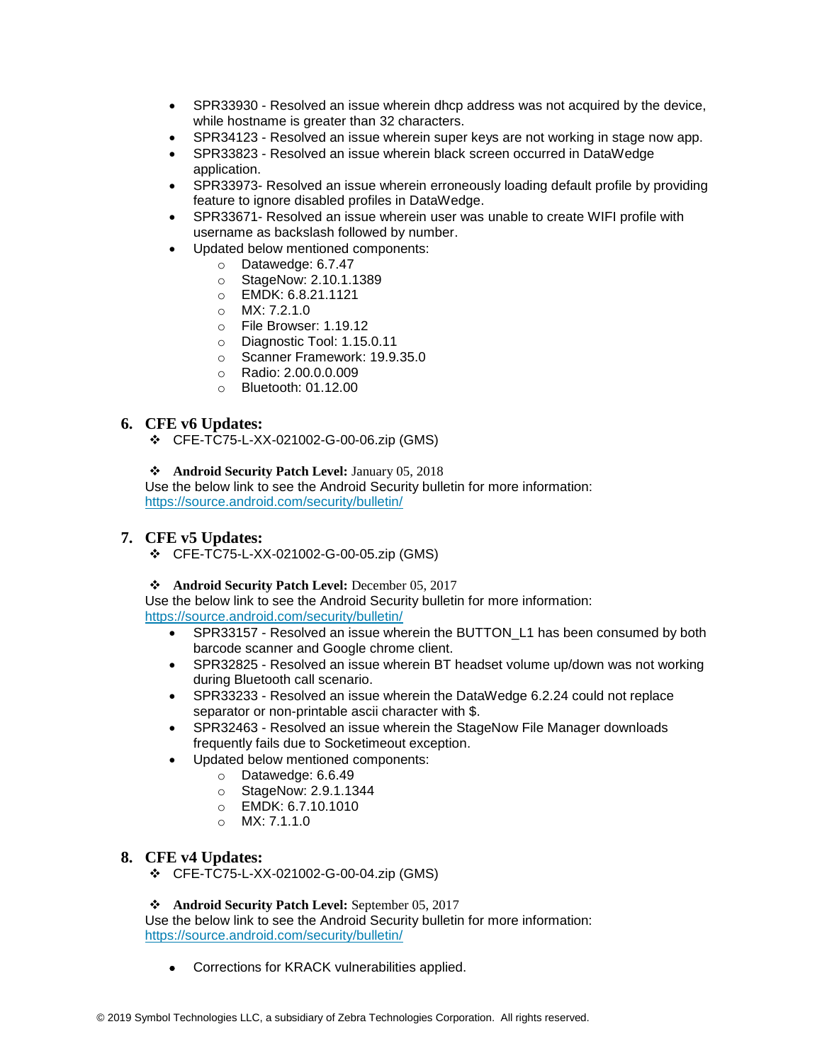- SPR33930 - Resolved an issue wherein dhcp address was not acquired by the device, while hostname is greater than 32 characters.
- SPR34123 - Resolved an issue wherein super keys are not working in stage now app.
- SPR33823 - Resolved an issue wherein black screen occurred in DataWedge application.
- SPR33973- Resolved an issue wherein erroneously loading default profile by providing feature to ignore disabled profiles in DataWedge.
- SPR33671- Resolved an issue wherein user was unable to create WIFI profile with username as backslash followed by number.
- Updated below mentioned components:
  - Datawedge: 6.7.47
  - StageNow: 2.10.1.1389
  - EMDK: 6.8.21.1121
  - MX: 7.2.1.0
  - File Browser: 1.19.12
  - Diagnostic Tool: 1.15.0.11
  - Scanner Framework: 19.9.35.0
  - Radio: 2.00.0.0.009
  - Bluetooth: 01.12.00

## 6. CFE v6 Updates:

- ❖ CFE-TC75-L-XX-021002-G-00-06.zip (GMS)

- ❖ **Android Security Patch Level:** January 05, 2018

Use the below link to see the Android Security bulletin for more information:
https://source.android.com/security/bulletin/

## 7. CFE v5 Updates:

- ❖ CFE-TC75-L-XX-021002-G-00-05.zip (GMS)

- ❖ **Android Security Patch Level:** December 05, 2017

Use the below link to see the Android Security bulletin for more information:
https://source.android.com/security/bulletin/

- SPR33157 - Resolved an issue wherein the BUTTON_L1 has been consumed by both barcode scanner and Google chrome client.
- SPR32825 - Resolved an issue wherein BT headset volume up/down was not working during Bluetooth call scenario.
- SPR33233 - Resolved an issue wherein the DataWedge 6.2.24 could not replace separator or non-printable ascii character with $.
- SPR32463 - Resolved an issue wherein the StageNow File Manager downloads frequently fails due to Socketimeout exception.
- Updated below mentioned components:
  - Datawedge: 6.6.49
  - StageNow: 2.9.1.1344
  - EMDK: 6.7.10.1010
  - MX: 7.1.1.0

## 8. CFE v4 Updates:

- ❖ CFE-TC75-L-XX-021002-G-00-04.zip (GMS)

- ❖ **Android Security Patch Level:** September 05, 2017

Use the below link to see the Android Security bulletin for more information:
https://source.android.com/security/bulletin/

- Corrections for KRACK vulnerabilities applied.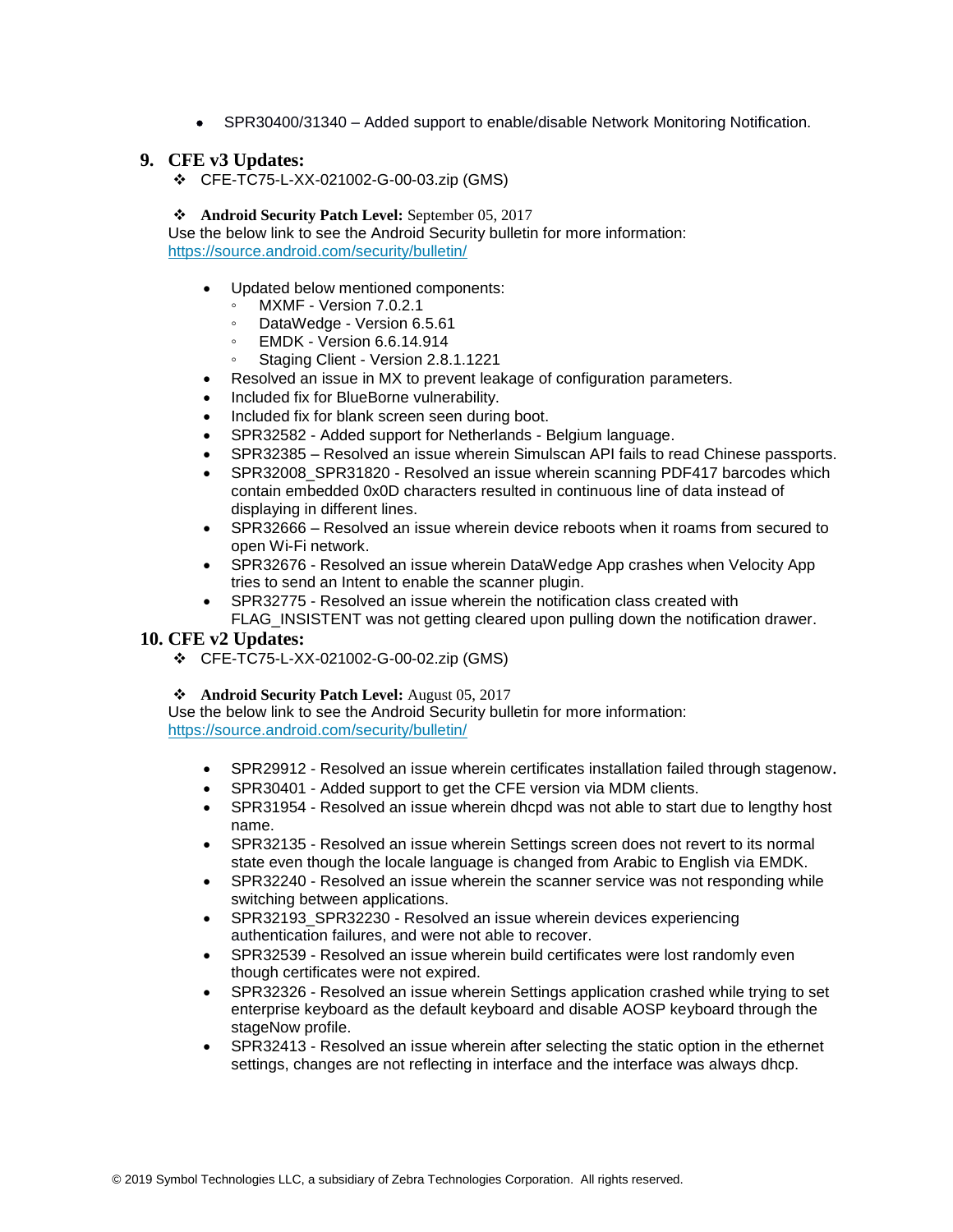- SPR30400/31340 – Added support to enable/disable Network Monitoring Notification.

## 9. CFE v3 Updates:

- CFE-TC75-L-XX-021002-G-00-03.zip (GMS)

- **Android Security Patch Level:** September 05, 2017

Use the below link to see the Android Security bulletin for more information:
https://source.android.com/security/bulletin/

- Updated below mentioned components:
    - MXMF - Version 7.0.2.1
    - DataWedge - Version 6.5.61
    - EMDK - Version 6.6.14.914
    - Staging Client - Version 2.8.1.1221
- Resolved an issue in MX to prevent leakage of configuration parameters.
- Included fix for BlueBorne vulnerability.
- Included fix for blank screen seen during boot.
- SPR32582 - Added support for Netherlands - Belgium language.
- SPR32385 – Resolved an issue wherein Simulscan API fails to read Chinese passports.
- SPR32008_SPR31820 - Resolved an issue wherein scanning PDF417 barcodes which contain embedded 0x0D characters resulted in continuous line of data instead of displaying in different lines.
- SPR32666 – Resolved an issue wherein device reboots when it roams from secured to open Wi-Fi network.
- SPR32676 - Resolved an issue wherein DataWedge App crashes when Velocity App tries to send an Intent to enable the scanner plugin.
- SPR32775 - Resolved an issue wherein the notification class created with FLAG_INSISTENT was not getting cleared upon pulling down the notification drawer.

## 10. CFE v2 Updates:

- CFE-TC75-L-XX-021002-G-00-02.zip (GMS)

- **Android Security Patch Level:** August 05, 2017

Use the below link to see the Android Security bulletin for more information:
https://source.android.com/security/bulletin/

- SPR29912 - Resolved an issue wherein certificates installation failed through stagenow.
- SPR30401 - Added support to get the CFE version via MDM clients.
- SPR31954 - Resolved an issue wherein dhcpd was not able to start due to lengthy host name.
- SPR32135 - Resolved an issue wherein Settings screen does not revert to its normal state even though the locale language is changed from Arabic to English via EMDK.
- SPR32240 - Resolved an issue wherein the scanner service was not responding while switching between applications.
- SPR32193_SPR32230 - Resolved an issue wherein devices experiencing authentication failures, and were not able to recover.
- SPR32539 - Resolved an issue wherein build certificates were lost randomly even though certificates were not expired.
- SPR32326 - Resolved an issue wherein Settings application crashed while trying to set enterprise keyboard as the default keyboard and disable AOSP keyboard through the stageNow profile.
- SPR32413 - Resolved an issue wherein after selecting the static option in the ethernet settings, changes are not reflecting in interface and the interface was always dhcp.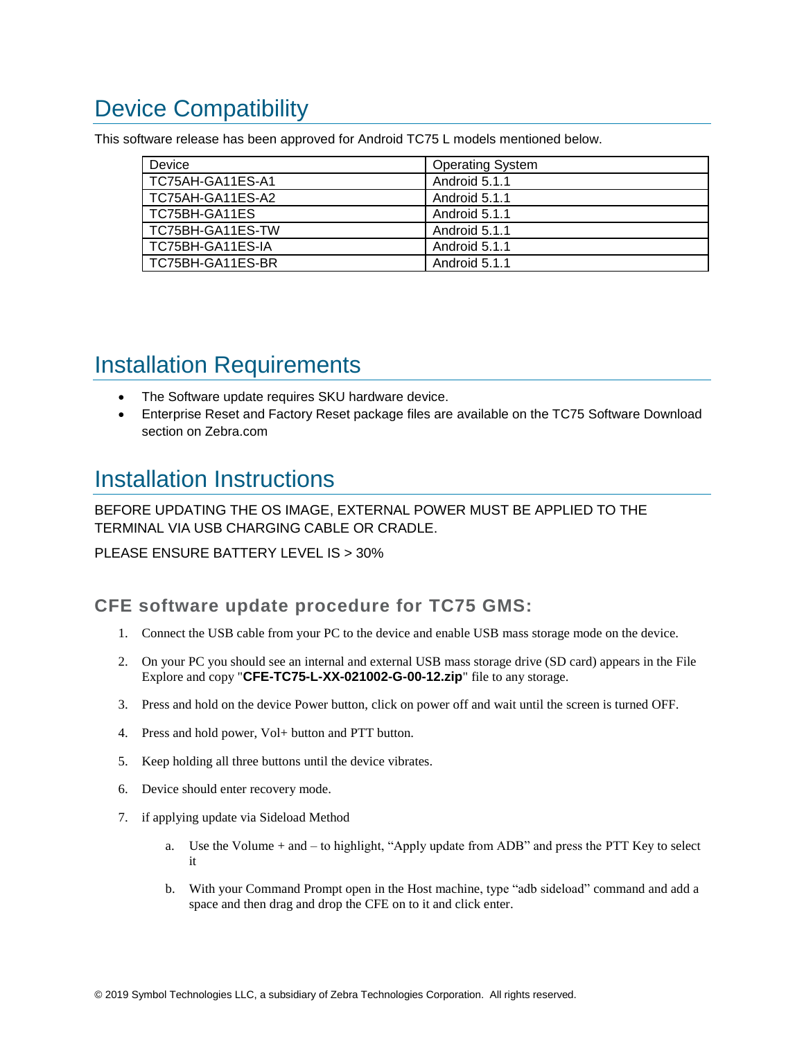# Device Compatibility

This software release has been approved for Android TC75 L models mentioned below.

| Device | Operating System |
|---|---|
| TC75AH-GA11ES-A1 | Android 5.1.1 |
| TC75AH-GA11ES-A2 | Android 5.1.1 |
| TC75BH-GA11ES | Android 5.1.1 |
| TC75BH-GA11ES-TW | Android 5.1.1 |
| TC75BH-GA11ES-IA | Android 5.1.1 |
| TC75BH-GA11ES-BR | Android 5.1.1 |

# Installation Requirements

- The Software update requires SKU hardware device.
- Enterprise Reset and Factory Reset package files are available on the TC75 Software Download section on Zebra.com

# Installation Instructions

BEFORE UPDATING THE OS IMAGE, EXTERNAL POWER MUST BE APPLIED TO THE TERMINAL VIA USB CHARGING CABLE OR CRADLE.

PLEASE ENSURE BATTERY LEVEL IS > 30%

### CFE software update procedure for TC75 GMS:

1. Connect the USB cable from your PC to the device and enable USB mass storage mode on the device.
2. On your PC you should see an internal and external USB mass storage drive (SD card) appears in the File Explore and copy "**CFE-TC75-L-XX-021002-G-00-12.zip**" file to any storage.
3. Press and hold on the device Power button, click on power off and wait until the screen is turned OFF.
4. Press and hold power, Vol+ button and PTT button.
5. Keep holding all three buttons until the device vibrates.
6. Device should enter recovery mode.
7. if applying update via Sideload Method
   a. Use the Volume + and – to highlight, “Apply update from ADB” and press the PTT Key to select it
   b. With your Command Prompt open in the Host machine, type “adb sideload” command and add a space and then drag and drop the CFE on to it and click enter.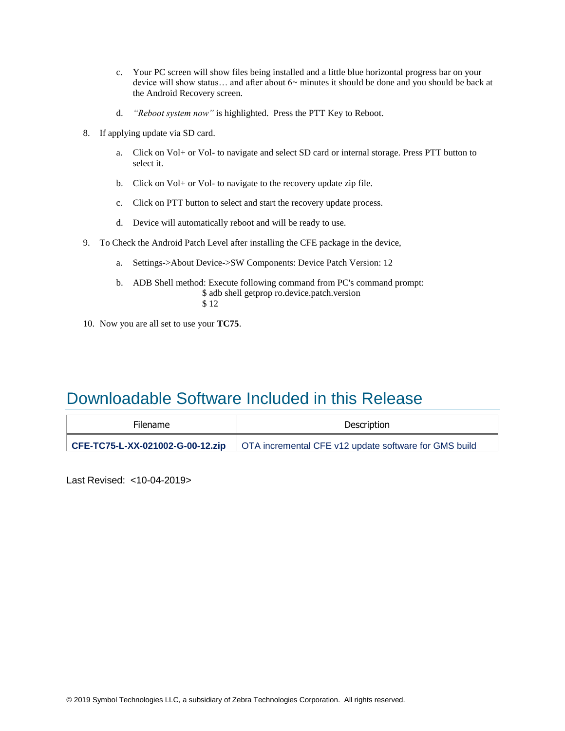c. Your PC screen will show files being installed and a little blue horizontal progress bar on your device will show status… and after about 6~ minutes it should be done and you should be back at the Android Recovery screen.

   d. *"Reboot system now"* is highlighted. Press the PTT Key to Reboot.

8. If applying update via SD card.

   a. Click on Vol+ or Vol- to navigate and select SD card or internal storage. Press PTT button to select it.

   b. Click on Vol+ or Vol- to navigate to the recovery update zip file.

   c. Click on PTT button to select and start the recovery update process.

   d. Device will automatically reboot and will be ready to use.

9. To Check the Android Patch Level after installing the CFE package in the device,

   a. Settings->About Device->SW Components: Device Patch Version: 12

   b. ADB Shell method: Execute following command from PC's command prompt:

      $ adb shell getprop ro.device.patch.version
      $ 12

10. Now you are all set to use your **TC75**.

## Downloadable Software Included in this Release

| Filename | Description |
|---|---|
| **CFE-TC75-L-XX-021002-G-00-12.zip** | OTA incremental CFE v12 update software for GMS build |

Last Revised: <10-04-2019>

© 2019 Symbol Technologies LLC, a subsidiary of Zebra Technologies Corporation. All rights reserved.